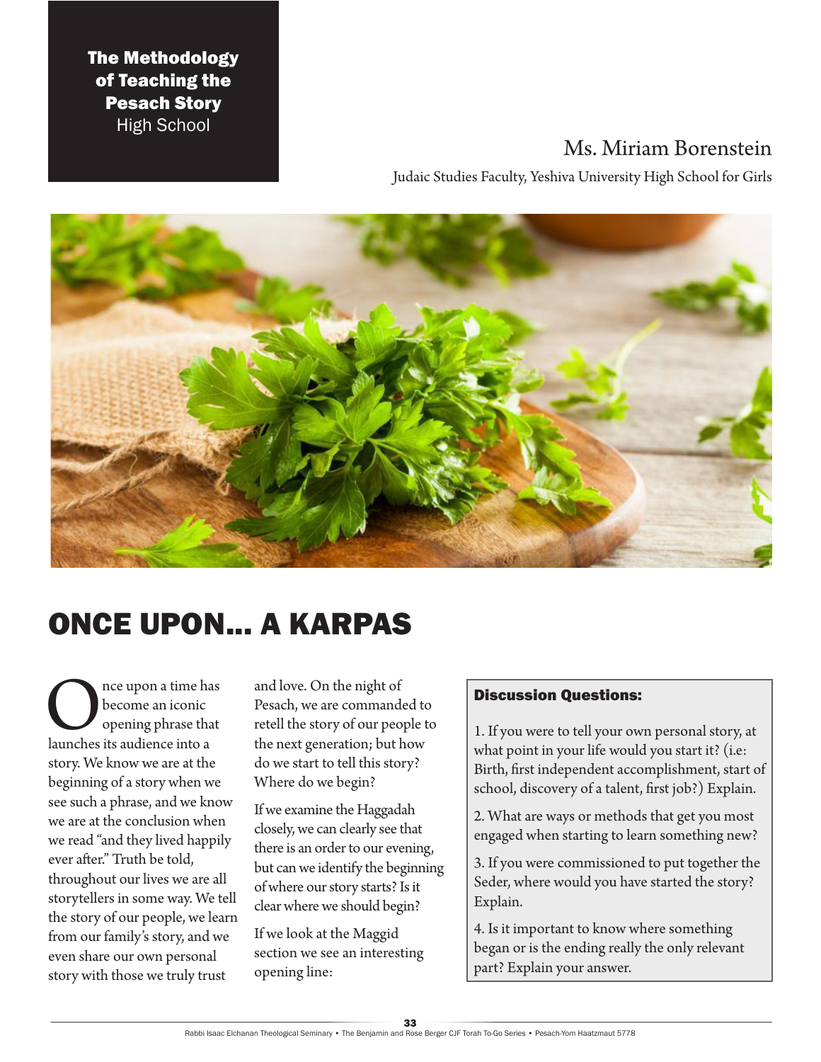**The Methodology of Teaching the Pesach Story**
High School

Ms. Miriam Borenstein

Judaic Studies Faculty, Yeshiva University High School for Girls

# ONCE UPON... A KARPAS

Once upon a time has become an iconic opening phrase that launches its audience into a story. We know we are at the beginning of a story when we see such a phrase, and we know we are at the conclusion when we read "and they lived happily ever after." Truth be told, throughout our lives we are all storytellers in some way. We tell the story of our people, we learn from our family's story, and we even share our own personal story with those we truly trust and love. On the night of Pesach, we are commanded to retell the story of our people to the next generation; but how do we start to tell this story? Where do we begin?

If we examine the Haggadah closely, we can clearly see that there is an order to our evening, but can we identify the beginning of where our story starts? Is it clear where we should begin?

If we look at the Maggid section we see an interesting opening line:

> **Discussion Questions:**
>
> 1. If you were to tell your own personal story, at what point in your life would you start it? (i.e: Birth, first independent accomplishment, start of school, discovery of a talent, first job?) Explain.
>
> 2. What are ways or methods that get you most engaged when starting to learn something new?
>
> 3. If you were commissioned to put together the Seder, where would you have started the story? Explain.
>
> 4. Is it important to know where something began or is the ending really the only relevant part? Explain your answer.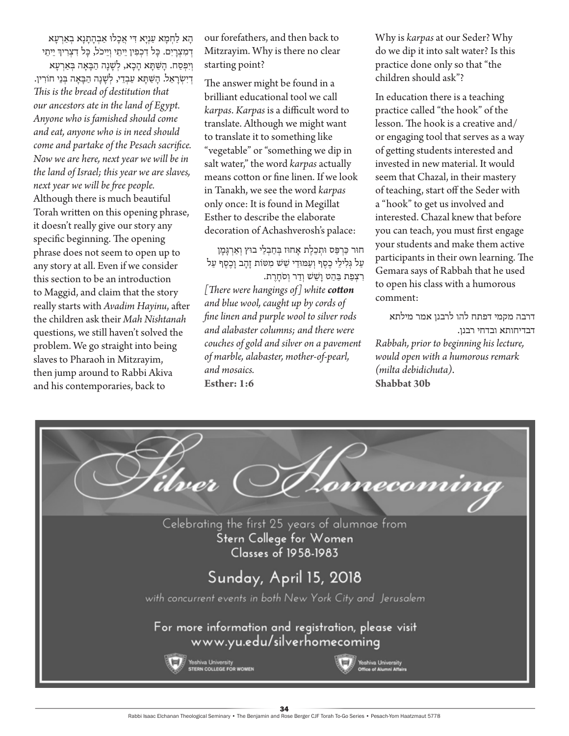הָא לַחְמָא עַנְיָא דִּי אֲכָלוּ אַבְהָתָנָא בְּאַרְעָא דְמִצְרָיִם. כָּל דִּכְפִין יֵיתֵי וְיֵיכֹל, כָּל דִּצְרִיךְ יֵיתֵי וְיִפְסַח. הָשַּׁתָּא הָכָא, לְשָׁנָה הַבָּאָה בְּאַרְעָא דְיִשְׂרָאֵל. הָשַּׁתָּא עַבְדֵי, לְשָׁנָה הַבָּאָה בְּנֵי חוֹרִין.

*This is the bread of destitution that our ancestors ate in the land of Egypt. Anyone who is famished should come and eat, anyone who is in need should come and partake of the Pesach sacrifice. Now we are here, next year we will be in the land of Israel; this year we are slaves, next year we will be free people.*

Although there is much beautiful Torah written on this opening phrase, it doesn't really give our story any specific beginning. The opening phrase does not seem to open up to any story at all. Even if we consider this section to be an introduction to Maggid, and claim that the story really starts with *Avadim Hayinu*, after the children ask their *Mah Nishtanah* questions, we still haven't solved the problem. We go straight into being slaves to Pharaoh in Mitzrayim, then jump around to Rabbi Akiva and his contemporaries, back to our forefathers, and then back to Mitzrayim. Why is there no clear starting point?

The answer might be found in a brilliant educational tool we call *karpas*. *Karpas* is a difficult word to translate. Although we might want to translate it to something like "vegetable" or "something we dip in salt water," the word *karpas* actually means cotton or fine linen. If we look in Tanakh, we see the word *karpas* only once: It is found in Megillat Esther to describe the elaborate decoration of Achashverosh's palace:

חוּר כַּרְפַּס וּתְכֵלֶת אָחוּז בְּחַבְלֵי בוּץ וְאַרְגָּמָן עַל גְּלִילֵי כֶסֶף וְעַמּוּדֵי שֵׁשׁ מִטּוֹת זָהָב וָכֶסֶף עַל רִצְפַת בַּהַט וָשֵׁשׁ וְדַר וְסֹחָרֶת.

*[There were hangings of] white **cotton** and blue wool, caught up by cords of fine linen and purple wool to silver rods and alabaster columns; and there were couches of gold and silver on a pavement of marble, alabaster, mother-of-pearl, and mosaics.*

**Esther: 1:6**

Why is *karpas* at our Seder? Why do we dip it into salt water? Is this practice done only so that "the children should ask"?

In education there is a teaching practice called "the hook" of the lesson. The hook is a creative and/or engaging tool that serves as a way of getting students interested and invested in new material. It would seem that Chazal, in their mastery of teaching, start off the Seder with a "hook" to get us involved and interested. Chazal knew that before you can teach, you must first engage your students and make them active participants in their own learning. The Gemara says of Rabbah that he used to open his class with a humorous comment:

דרבה מקמי דפתח להו לרבנן אמר מילתא דבדיחותא ובדחי רבנן.

*Rabbah, prior to beginning his lecture, would open with a humorous remark (milta debidichuta).*

**Shabbat 30b**

Silver Homecoming

Celebrating the first 25 years of alumnae from Stern College for Women Classes of 1958-1983

Sunday, April 15, 2018

with concurrent events in both New York City and Jerusalem

For more information and registration, please visit www.yu.edu/silverhomecoming

Yeshiva University STERN COLLEGE FOR WOMEN

Yeshiva University Office of Alumni Affairs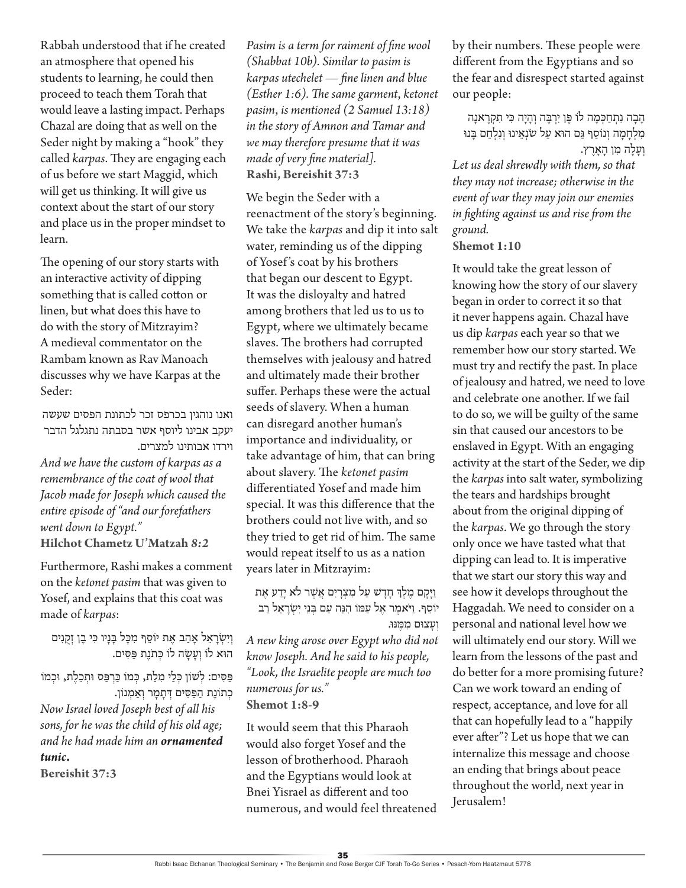Rabbah understood that if he created an atmosphere that opened his students to learning, he could then proceed to teach them Torah that would leave a lasting impact. Perhaps Chazal are doing that as well on the Seder night by making a "hook" they called *karpas*. They are engaging each of us before we start Maggid, which will get us thinking. It will give us context about the start of our story and place us in the proper mindset to learn.

The opening of our story starts with an interactive activity of dipping something that is called cotton or linen, but what does this have to do with the story of Mitzrayim? A medieval commentator on the Rambam known as Rav Manoach discusses why we have Karpas at the Seder:

ואנו נוהגין בכרפס זכר לכתונת הפסים שעשה יעקב אבינו ליוסף אשר בסבתה נתגלגל הדבר וירדו אבותינו למצרים.

*And we have the custom of karpas as a remembrance of the coat of wool that Jacob made for Joseph which caused the entire episode of "and our forefathers went down to Egypt."*

**Hilchot Chametz U'Matzah** ***8:2***

Furthermore, Rashi makes a comment on the *ketonet pasim* that was given to Yosef, and explains that this coat was made of *karpas*:

וְיִשְׂרָאֵל אָהַב אֶת יוֹסֵף מִכָּל בָּנָיו כִּי בֶן זְקֻנִים הוּא לוֹ וְעָשָׂה לוֹ כְּתֹנֶת פַּסִּים.

פַּסִּים: לְשׁוֹן כְּלֵי מֵלָת, כְּמוֹ כַּרְפַּס וּתְכֵלֶת, וּכְמוֹ כְתוֹנֶת הַפַּסִּים דְּתָמָר וְאַמְנוֹן.

*Now Israel loved Joseph best of all his sons, for he was the child of his old age; and he had made him an* ***ornamented tunic*****.**

**Bereishit 37:3**

*Pasim is a term for raiment of fine wool (Shabbat 10b). Similar to pasim is karpas utechelet — fine linen and blue (Esther 1:6). The same garment, ketonet pasim, is mentioned (2 Samuel 13:18) in the story of Amnon and Tamar and we may therefore presume that it was made of very fine material].*

**Rashi, Bereishit 37:3**

We begin the Seder with a reenactment of the story's beginning. We take the *karpas* and dip it into salt water, reminding us of the dipping of Yosef's coat by his brothers that began our descent to Egypt. It was the disloyalty and hatred among brothers that led us to us to Egypt, where we ultimately became slaves. The brothers had corrupted themselves with jealousy and hatred and ultimately made their brother suffer. Perhaps these were the actual seeds of slavery. When a human can disregard another human's importance and individuality, or take advantage of him, that can bring about slavery. The *ketonet pasim* differentiated Yosef and made him special. It was this difference that the brothers could not live with, and so they tried to get rid of him. The same would repeat itself to us as a nation years later in Mitzrayim:

וַיָּקָם מֶלֶךְ חָדָשׁ עַל מִצְרָיִם אֲשֶׁר לֹא יָדַע אֶת יוֹסֵף. וַיֹּאמֶר אֶל עַמּוֹ הִנֵּה עַם בְּנֵי יִשְׂרָאֵל רַב וְעָצוּם מִמֶּנּוּ.

*A new king arose over Egypt who did not know Joseph. And he said to his people, "Look, the Israelite people are much too numerous for us."*

**Shemot 1:8-9**

It would seem that this Pharaoh would also forget Yosef and the lesson of brotherhood. Pharaoh and the Egyptians would look at Bnei Yisrael as different and too numerous, and would feel threatened by their numbers. These people were different from the Egyptians and so the fear and disrespect started against our people:

הָבָה נִתְחַכְּמָה לוֹ פֶּן יִרְבֶּה וְהָיָה כִּי תִקְרֶאנָה מִלְחָמָה וְנוֹסַף גַּם הוּא עַל שֹׂנְאֵינוּ וְנִלְחַם בָּנוּ וְעָלָה מִן הָאָרֶץ.

*Let us deal shrewdly with them, so that they may not increase; otherwise in the event of war they may join our enemies in fighting against us and rise from the ground.*

**Shemot 1:10**

It would take the great lesson of knowing how the story of our slavery began in order to correct it so that it never happens again. Chazal have us dip *karpas* each year so that we remember how our story started. We must try and rectify the past. In place of jealousy and hatred, we need to love and celebrate one another. If we fail to do so, we will be guilty of the same sin that caused our ancestors to be enslaved in Egypt. With an engaging activity at the start of the Seder, we dip the *karpas* into salt water, symbolizing the tears and hardships brought about from the original dipping of the *karpas*. We go through the story only once we have tasted what that dipping can lead to. It is imperative that we start our story this way and see how it develops throughout the Haggadah. We need to consider on a personal and national level how we will ultimately end our story. Will we learn from the lessons of the past and do better for a more promising future? Can we work toward an ending of respect, acceptance, and love for all that can hopefully lead to a "happily ever after"? Let us hope that we can internalize this message and choose an ending that brings about peace throughout the world, next year in Jerusalem!